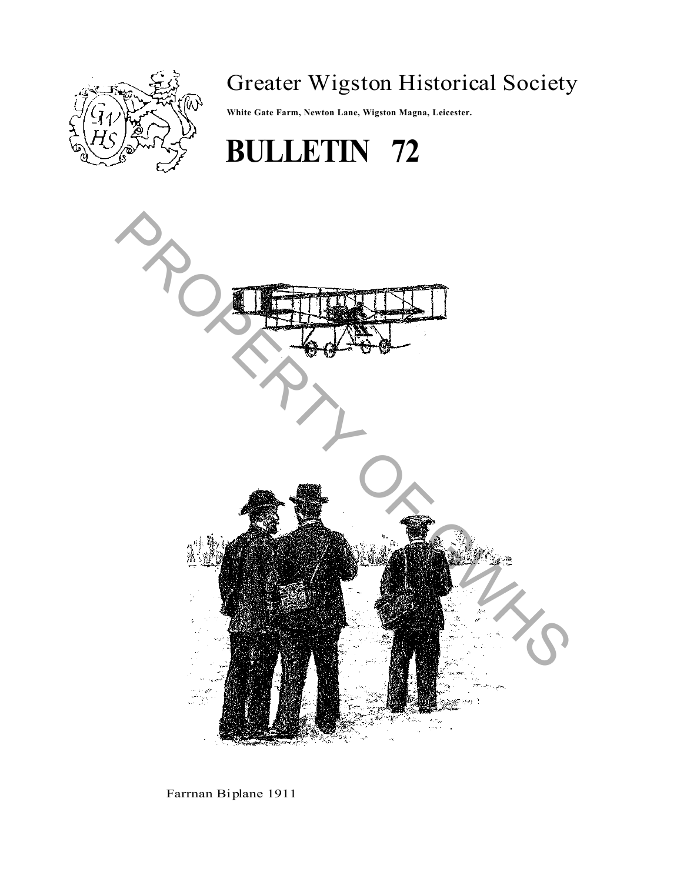# Greater Wigston Historical Society

**White Gate Farm, Newton Lane, Wigston Magna, Leicester.**

# BULLETIN 72

Farrnan Biplane 1911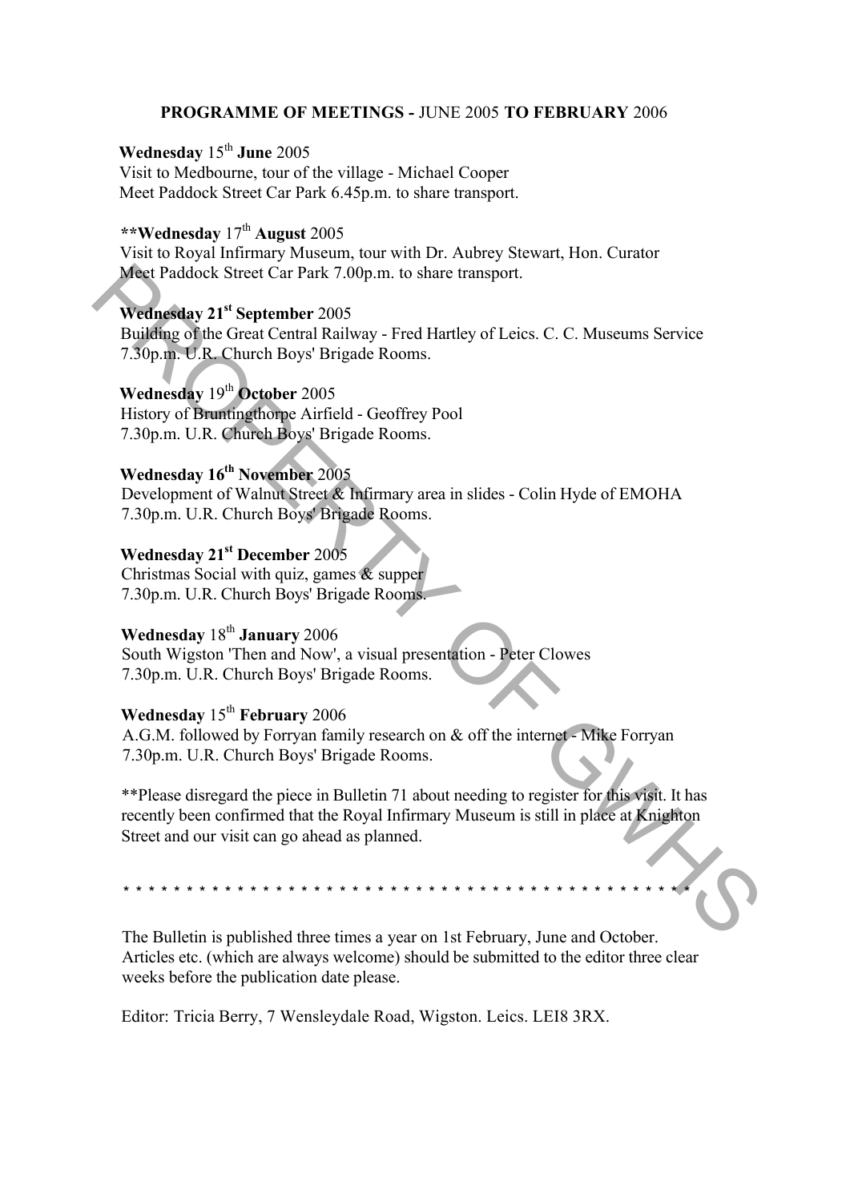## **PROGRAMME OF MEETINGS -** JUNE 2005 **TO FEBRUARY** 2006

**Wednesday** 15th **June** 2005
Visit to Medbourne, tour of the village - Michael Cooper
Meet Paddock Street Car Park 6.45p.m. to share transport.

****Wednesday** 17th **August** 2005
Visit to Royal Infirmary Museum, tour with Dr. Aubrey Stewart, Hon. Curator
Meet Paddock Street Car Park 7.00p.m. to share transport.

**Wednesday 21st September** 2005
Building of the Great Central Railway - Fred Hartley of Leics. C. C. Museums Service
7.30p.m. U.R. Church Boys' Brigade Rooms.

**Wednesday** 19th **October** 2005
History of Bruntingthorpe Airfield - Geoffrey Pool
7.30p.m. U.R. Church Boys' Brigade Rooms.

**Wednesday 16th November** 2005
Development of Walnut Street & Infirmary area in slides - Colin Hyde of EMOHA
7.30p.m. U.R. Church Boys' Brigade Rooms.

**Wednesday 21st December** 2005
Christmas Social with quiz, games & supper
7.30p.m. U.R. Church Boys' Brigade Rooms.

**Wednesday** 18th **January** 2006
South Wigston 'Then and Now', a visual presentation - Peter Clowes
7.30p.m. U.R. Church Boys' Brigade Rooms.

**Wednesday** 15th **February** 2006
A.G.M. followed by Forryan family research on & off the internet - Mike Forryan
7.30p.m. U.R. Church Boys' Brigade Rooms.

**Please disregard the piece in Bulletin 71 about needing to register for this visit. It has recently been confirmed that the Royal Infirmary Museum is still in place at Knighton Street and our visit can go ahead as planned.

* * * * * * * * * * * * * * * * * * * * * * * * * * * * * * * * * * * * * * * * * * * * * * *

The Bulletin is published three times a year on 1st February, June and October. Articles etc. (which are always welcome) should be submitted to the editor three clear weeks before the publication date please.

Editor: Tricia Berry, 7 Wensleydale Road, Wigston. Leics. LEI8 3RX.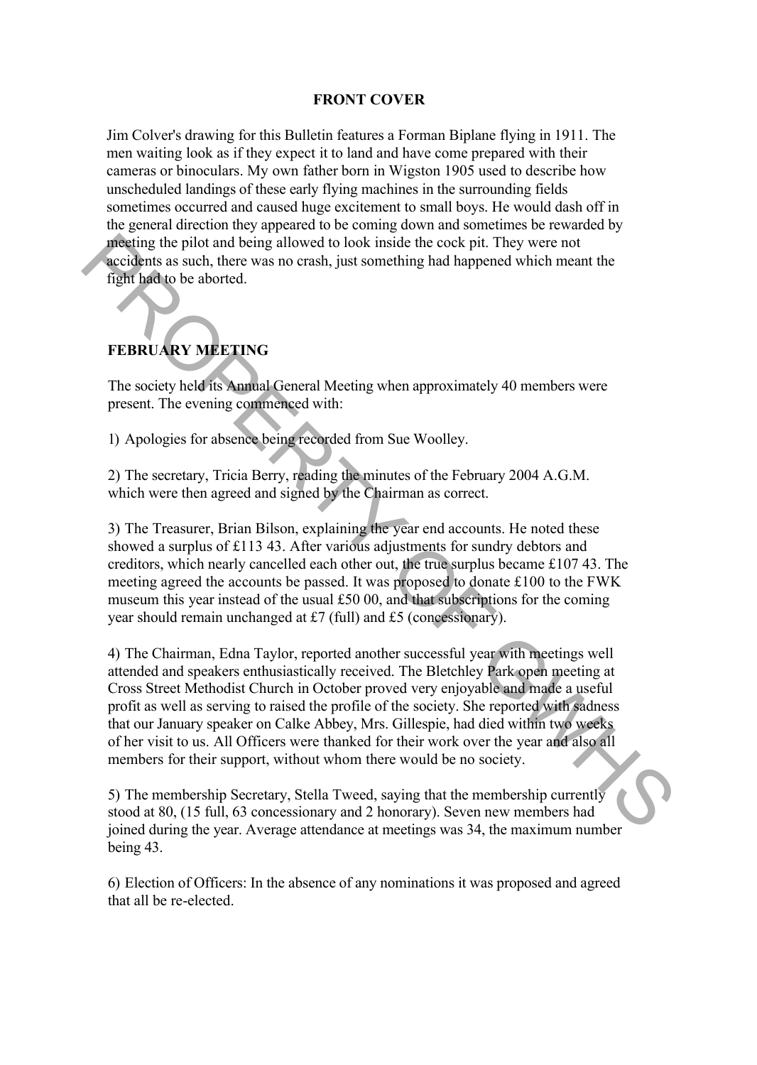## FRONT COVER

Jim Colver's drawing for this Bulletin features a Forman Biplane flying in 1911. The men waiting look as if they expect it to land and have come prepared with their cameras or binoculars. My own father born in Wigston 1905 used to describe how unscheduled landings of these early flying machines in the surrounding fields sometimes occurred and caused huge excitement to small boys. He would dash off in the general direction they appeared to be coming down and sometimes be rewarded by meeting the pilot and being allowed to look inside the cock pit. They were not accidents as such, there was no crash, just something had happened which meant the fight had to be aborted.

## FEBRUARY MEETING

The society held its Annual General Meeting when approximately 40 members were present. The evening commenced with:

1) Apologies for absence being recorded from Sue Woolley.

2) The secretary, Tricia Berry, reading the minutes of the February 2004 A.G.M. which were then agreed and signed by the Chairman as correct.

3) The Treasurer, Brian Bilson, explaining the year end accounts. He noted these showed a surplus of £113 43. After various adjustments for sundry debtors and creditors, which nearly cancelled each other out, the true surplus became £107 43. The meeting agreed the accounts be passed. It was proposed to donate £100 to the FWK museum this year instead of the usual £50 00, and that subscriptions for the coming year should remain unchanged at £7 (full) and £5 (concessionary).

4) The Chairman, Edna Taylor, reported another successful year with meetings well attended and speakers enthusiastically received. The Bletchley Park open meeting at Cross Street Methodist Church in October proved very enjoyable and made a useful profit as well as serving to raised the profile of the society. She reported with sadness that our January speaker on Calke Abbey, Mrs. Gillespie, had died within two weeks of her visit to us. All Officers were thanked for their work over the year and also all members for their support, without whom there would be no society.

5) The membership Secretary, Stella Tweed, saying that the membership currently stood at 80, (15 full, 63 concessionary and 2 honorary). Seven new members had joined during the year. Average attendance at meetings was 34, the maximum number being 43.

6) Election of Officers: In the absence of any nominations it was proposed and agreed that all be re-elected.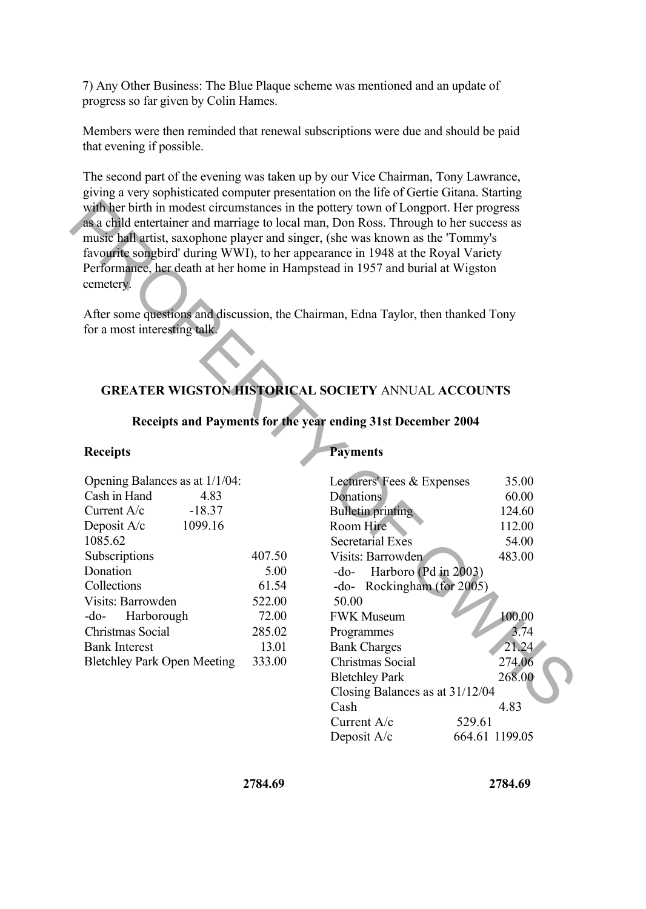7) Any Other Business: The Blue Plaque scheme was mentioned and an update of progress so far given by Colin Hames.

Members were then reminded that renewal subscriptions were due and should be paid that evening if possible.

The second part of the evening was taken up by our Vice Chairman, Tony Lawrance, giving a very sophisticated computer presentation on the life of Gertie Gitana. Starting with her birth in modest circumstances in the pottery town of Longport. Her progress as a child entertainer and marriage to local man, Don Ross. Through to her success as music hall artist, saxophone player and singer, (she was known as the 'Tommy's favourite songbird' during WWI), to her appearance in 1948 at the Royal Variety Performance, her death at her home in Hampstead in 1957 and burial at Wigston cemetery.

After some questions and discussion, the Chairman, Edna Taylor, then thanked Tony for a most interesting talk.

## **GREATER WIGSTON HISTORICAL SOCIETY** ANNUAL **ACCOUNTS**

### Receipts and Payments for the year ending 31st December 2004

| **Receipts** | | | **Payments** | | |
|---|---|---|---|---|---|
| Opening Balances as at 1/1/04: | | | Lecturers' Fees & Expenses | | 35.00 |
| Cash in Hand | 4.83 | | Donations | | 60.00 |
| Current A/c | -18.37 | | Bulletin printing | | 124.60 |
| Deposit A/c | 1099.16 | | Room Hire | | 112.00 |
| 1085.62 | | | Secretarial Exes | | 54.00 |
| Subscriptions | | 407.50 | Visits: Barrowden | | 483.00 |
| Donation | | 5.00 | -do- Harboro (Pd in 2003) | | |
| Collections | | 61.54 | -do- Rockingham (for 2005) | | |
| Visits: Barrowden | | 522.00 | 50.00 | | |
| -do- Harborough | | 72.00 | FWK Museum | | 100.00 |
| Christmas Social | | 285.02 | Programmes | | 3.74 |
| Bank Interest | | 13.01 | Bank Charges | | 21.24 |
| Bletchley Park Open Meeting | | 333.00 | Christmas Social | | 274.06 |
| | | | Bletchley Park | | 268.00 |
| | | | Closing Balances as at 31/12/04 | | |
| | | | Cash | | 4.83 |
| | | | Current A/c | 529.61 | |
| | | | Deposit A/c | 664.61 | 1199.05 |
| | | **2784.69** | | | **2784.69** |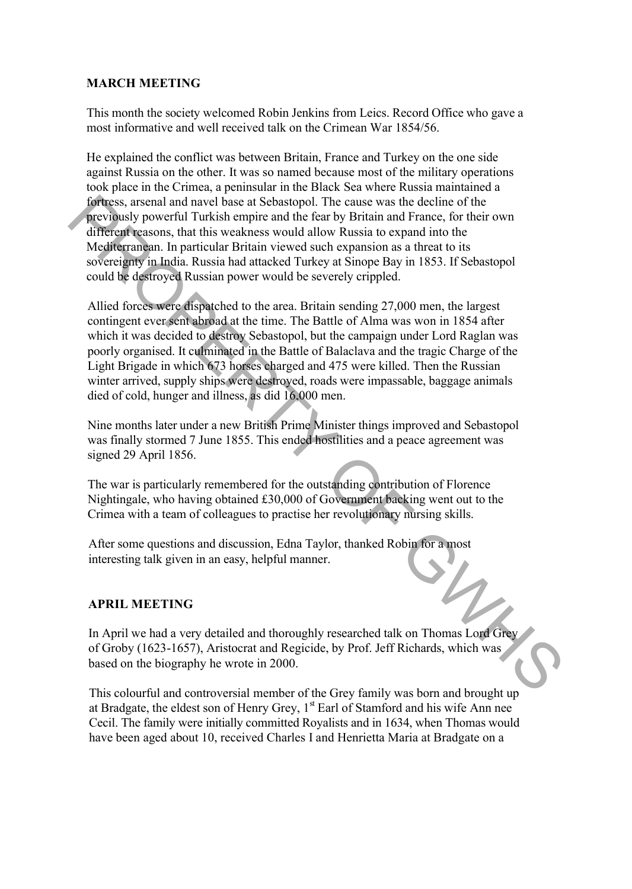**MARCH MEETING**

This month the society welcomed Robin Jenkins from Leics. Record Office who gave a most informative and well received talk on the Crimean War 1854/56.

He explained the conflict was between Britain, France and Turkey on the one side against Russia on the other. It was so named because most of the military operations took place in the Crimea, a peninsular in the Black Sea where Russia maintained a fortress, arsenal and navel base at Sebastopol. The cause was the decline of the previously powerful Turkish empire and the fear by Britain and France, for their own different reasons, that this weakness would allow Russia to expand into the Mediterranean. In particular Britain viewed such expansion as a threat to its sovereignty in India. Russia had attacked Turkey at Sinope Bay in 1853. If Sebastopol could be destroyed Russian power would be severely crippled.

Allied forces were dispatched to the area. Britain sending 27,000 men, the largest contingent ever sent abroad at the time. The Battle of Alma was won in 1854 after which it was decided to destroy Sebastopol, but the campaign under Lord Raglan was poorly organised. It culminated in the Battle of Balaclava and the tragic Charge of the Light Brigade in which 673 horses charged and 475 were killed. Then the Russian winter arrived, supply ships were destroyed, roads were impassable, baggage animals died of cold, hunger and illness, as did 16,000 men.

Nine months later under a new British Prime Minister things improved and Sebastopol was finally stormed 7 June 1855. This ended hostilities and a peace agreement was signed 29 April 1856.

The war is particularly remembered for the outstanding contribution of Florence Nightingale, who having obtained £30,000 of Government backing went out to the Crimea with a team of colleagues to practise her revolutionary nursing skills.

After some questions and discussion, Edna Taylor, thanked Robin for a most interesting talk given in an easy, helpful manner.

**APRIL MEETING**

In April we had a very detailed and thoroughly researched talk on Thomas Lord Grey of Groby (1623-1657), Aristocrat and Regicide, by Prof. Jeff Richards, which was based on the biography he wrote in 2000.

This colourful and controversial member of the Grey family was born and brought up at Bradgate, the eldest son of Henry Grey, 1st Earl of Stamford and his wife Ann nee Cecil. The family were initially committed Royalists and in 1634, when Thomas would have been aged about 10, received Charles I and Henrietta Maria at Bradgate on a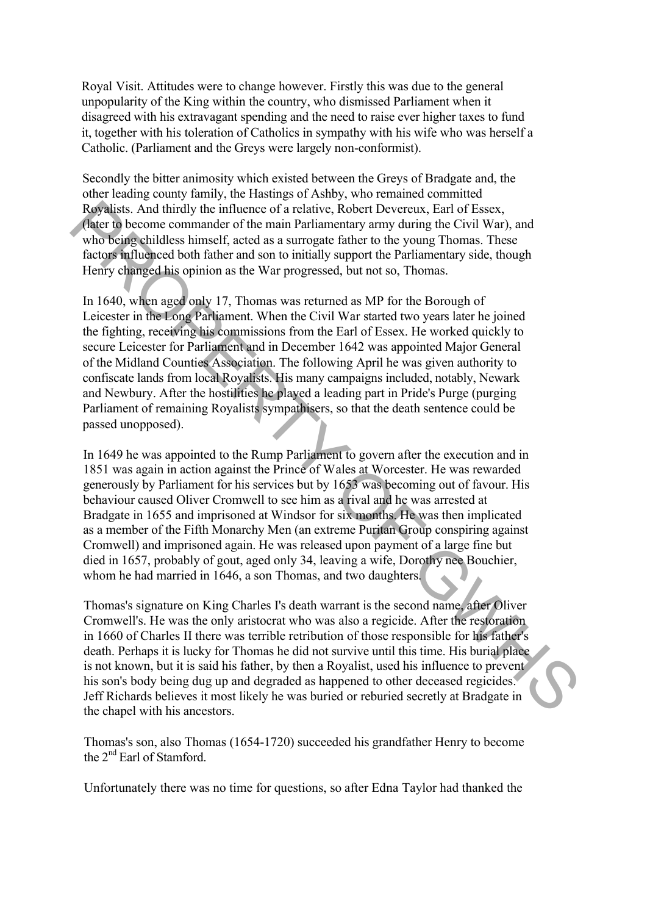Royal Visit. Attitudes were to change however. Firstly this was due to the general unpopularity of the King within the country, who dismissed Parliament when it disagreed with his extravagant spending and the need to raise ever higher taxes to fund it, together with his toleration of Catholics in sympathy with his wife who was herself a Catholic. (Parliament and the Greys were largely non-conformist).

Secondly the bitter animosity which existed between the Greys of Bradgate and, the other leading county family, the Hastings of Ashby, who remained committed Royalists. And thirdly the influence of a relative, Robert Devereux, Earl of Essex, (later to become commander of the main Parliamentary army during the Civil War), and who being childless himself, acted as a surrogate father to the young Thomas. These factors influenced both father and son to initially support the Parliamentary side, though Henry changed his opinion as the War progressed, but not so, Thomas.

In 1640, when aged only 17, Thomas was returned as MP for the Borough of Leicester in the Long Parliament. When the Civil War started two years later he joined the fighting, receiving his commissions from the Earl of Essex. He worked quickly to secure Leicester for Parliament and in December 1642 was appointed Major General of the Midland Counties Association. The following April he was given authority to confiscate lands from local Royalists. His many campaigns included, notably, Newark and Newbury. After the hostilities he played a leading part in Pride's Purge (purging Parliament of remaining Royalists sympathisers, so that the death sentence could be passed unopposed).

In 1649 he was appointed to the Rump Parliament to govern after the execution and in 1851 was again in action against the Prince of Wales at Worcester. He was rewarded generously by Parliament for his services but by 1653 was becoming out of favour. His behaviour caused Oliver Cromwell to see him as a rival and he was arrested at Bradgate in 1655 and imprisoned at Windsor for six months. He was then implicated as a member of the Fifth Monarchy Men (an extreme Puritan Group conspiring against Cromwell) and imprisoned again. He was released upon payment of a large fine but died in 1657, probably of gout, aged only 34, leaving a wife, Dorothy nee Bouchier, whom he had married in 1646, a son Thomas, and two daughters.

Thomas's signature on King Charles I's death warrant is the second name, after Oliver Cromwell's. He was the only aristocrat who was also a regicide. After the restoration in 1660 of Charles II there was terrible retribution of those responsible for his father's death. Perhaps it is lucky for Thomas he did not survive until this time. His burial place is not known, but it is said his father, by then a Royalist, used his influence to prevent his son's body being dug up and degraded as happened to other deceased regicides. Jeff Richards believes it most likely he was buried or reburied secretly at Bradgate in the chapel with his ancestors.

Thomas's son, also Thomas (1654-1720) succeeded his grandfather Henry to become the 2nd Earl of Stamford.

Unfortunately there was no time for questions, so after Edna Taylor had thanked the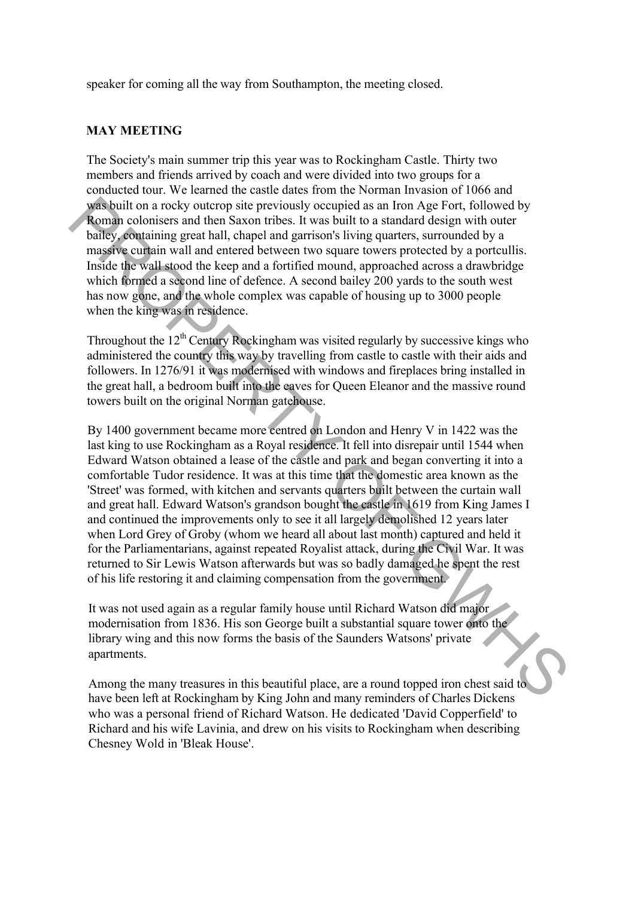speaker for coming all the way from Southampton, the meeting closed.

## MAY MEETING

The Society's main summer trip this year was to Rockingham Castle. Thirty two members and friends arrived by coach and were divided into two groups for a conducted tour. We learned the castle dates from the Norman Invasion of 1066 and was built on a rocky outcrop site previously occupied as an Iron Age Fort, followed by Roman colonisers and then Saxon tribes. It was built to a standard design with outer bailey, containing great hall, chapel and garrison's living quarters, surrounded by a massive curtain wall and entered between two square towers protected by a portcullis. Inside the wall stood the keep and a fortified mound, approached across a drawbridge which formed a second line of defence. A second bailey 200 yards to the south west has now gone, and the whole complex was capable of housing up to 3000 people when the king was in residence.

Throughout the 12th Century Rockingham was visited regularly by successive kings who administered the country this way by travelling from castle to castle with their aids and followers. In 1276/91 it was modernised with windows and fireplaces bring installed in the great hall, a bedroom built into the eaves for Queen Eleanor and the massive round towers built on the original Norman gatehouse.

By 1400 government became more centred on London and Henry V in 1422 was the last king to use Rockingham as a Royal residence. It fell into disrepair until 1544 when Edward Watson obtained a lease of the castle and park and began converting it into a comfortable Tudor residence. It was at this time that the domestic area known as the 'Street' was formed, with kitchen and servants quarters built between the curtain wall and great hall. Edward Watson's grandson bought the castle in 1619 from King James I and continued the improvements only to see it all largely demolished 12 years later when Lord Grey of Groby (whom we heard all about last month) captured and held it for the Parliamentarians, against repeated Royalist attack, during the Civil War. It was returned to Sir Lewis Watson afterwards but was so badly damaged he spent the rest of his life restoring it and claiming compensation from the government.

It was not used again as a regular family house until Richard Watson did major modernisation from 1836. His son George built a substantial square tower onto the library wing and this now forms the basis of the Saunders Watsons' private apartments.

Among the many treasures in this beautiful place, are a round topped iron chest said to have been left at Rockingham by King John and many reminders of Charles Dickens who was a personal friend of Richard Watson. He dedicated 'David Copperfield' to Richard and his wife Lavinia, and drew on his visits to Rockingham when describing Chesney Wold in 'Bleak House'.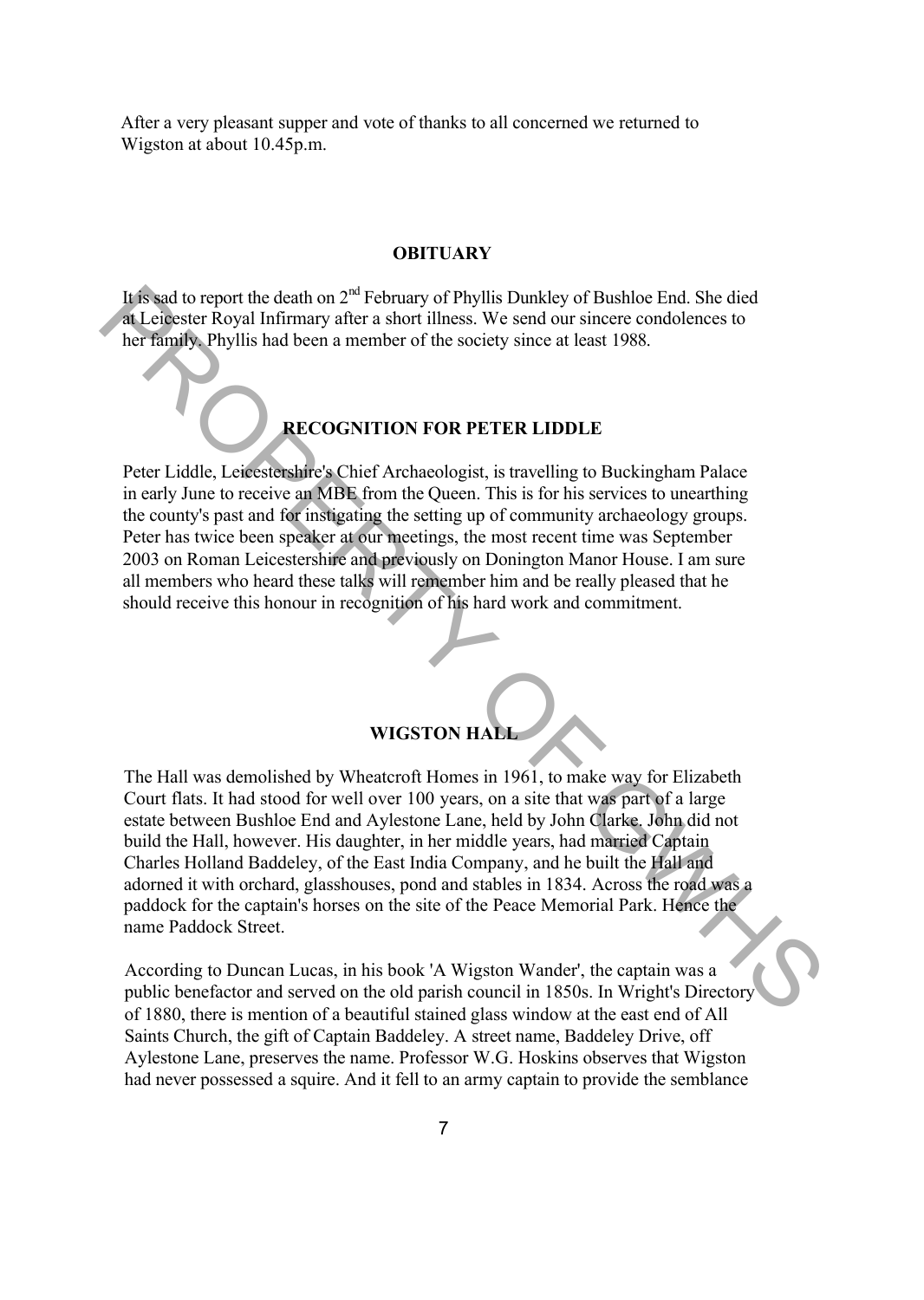After a very pleasant supper and vote of thanks to all concerned we returned to Wigston at about 10.45p.m.

## OBITUARY

It is sad to report the death on 2nd February of Phyllis Dunkley of Bushloe End. She died at Leicester Royal Infirmary after a short illness. We send our sincere condolences to her family. Phyllis had been a member of the society since at least 1988.

## RECOGNITION FOR PETER LIDDLE

Peter Liddle, Leicestershire's Chief Archaeologist, is travelling to Buckingham Palace in early June to receive an MBE from the Queen. This is for his services to unearthing the county's past and for instigating the setting up of community archaeology groups. Peter has twice been speaker at our meetings, the most recent time was September 2003 on Roman Leicestershire and previously on Donington Manor House. I am sure all members who heard these talks will remember him and be really pleased that he should receive this honour in recognition of his hard work and commitment.

## WIGSTON HALL

The Hall was demolished by Wheatcroft Homes in 1961, to make way for Elizabeth Court flats. It had stood for well over 100 years, on a site that was part of a large estate between Bushloe End and Aylestone Lane, held by John Clarke. John did not build the Hall, however. His daughter, in her middle years, had married Captain Charles Holland Baddeley, of the East India Company, and he built the Hall and adorned it with orchard, glasshouses, pond and stables in 1834. Across the road was a paddock for the captain's horses on the site of the Peace Memorial Park. Hence the name Paddock Street.

According to Duncan Lucas, in his book 'A Wigston Wander', the captain was a public benefactor and served on the old parish council in 1850s. In Wright's Directory of 1880, there is mention of a beautiful stained glass window at the east end of All Saints Church, the gift of Captain Baddeley. A street name, Baddeley Drive, off Aylestone Lane, preserves the name. Professor W.G. Hoskins observes that Wigston had never possessed a squire. And it fell to an army captain to provide the semblance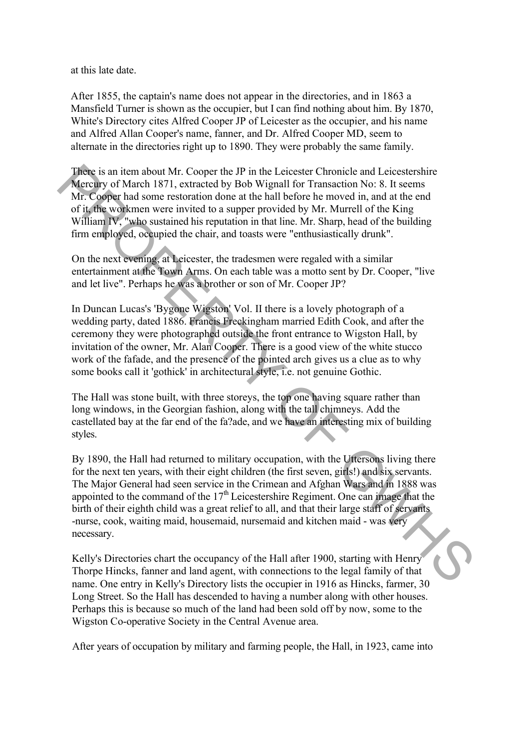at this late date.

After 1855, the captain's name does not appear in the directories, and in 1863 a Mansfield Turner is shown as the occupier, but I can find nothing about him. By 1870, White's Directory cites Alfred Cooper JP of Leicester as the occupier, and his name and Alfred Allan Cooper's name, fanner, and Dr. Alfred Cooper MD, seem to alternate in the directories right up to 1890. They were probably the same family.

There is an item about Mr. Cooper the JP in the Leicester Chronicle and Leicestershire Mercury of March 1871, extracted by Bob Wignall for Transaction No: 8. It seems Mr. Cooper had some restoration done at the hall before he moved in, and at the end of it, the workmen were invited to a supper provided by Mr. Murrell of the King William IV, "who sustained his reputation in that line. Mr. Sharp, head of the building firm employed, occupied the chair, and toasts were "enthusiastically drunk".

On the next evening, at Leicester, the tradesmen were regaled with a similar entertainment at the Town Arms. On each table was a motto sent by Dr. Cooper, "live and let live". Perhaps he was a brother or son of Mr. Cooper JP?

In Duncan Lucas's 'Bygone Wigston' Vol. II there is a lovely photograph of a wedding party, dated 1886. Francis Freckingham married Edith Cook, and after the ceremony they were photographed outside the front entrance to Wigston Hall, by invitation of the owner, Mr. Alan Cooper. There is a good view of the white stucco work of the fafade, and the presence of the pointed arch gives us a clue as to why some books call it 'gothick' in architectural style, i.e. not genuine Gothic.

The Hall was stone built, with three storeys, the top one having square rather than long windows, in the Georgian fashion, along with the tall chimneys. Add the castellated bay at the far end of the fa?ade, and we have an interesting mix of building styles.

By 1890, the Hall had returned to military occupation, with the Uttersons living there for the next ten years, with their eight children (the first seven, girls!) and six servants. The Major General had seen service in the Crimean and Afghan Wars and in 1888 was appointed to the command of the 17th Leicestershire Regiment. One can image that the birth of their eighth child was a great relief to all, and that their large staff of servants -nurse, cook, waiting maid, housemaid, nursemaid and kitchen maid - was very necessary.

Kelly's Directories chart the occupancy of the Hall after 1900, starting with Henry Thorpe Hincks, fanner and land agent, with connections to the legal family of that name. One entry in Kelly's Directory lists the occupier in 1916 as Hincks, farmer, 30 Long Street. So the Hall has descended to having a number along with other houses. Perhaps this is because so much of the land had been sold off by now, some to the Wigston Co-operative Society in the Central Avenue area.

After years of occupation by military and farming people, the Hall, in 1923, came into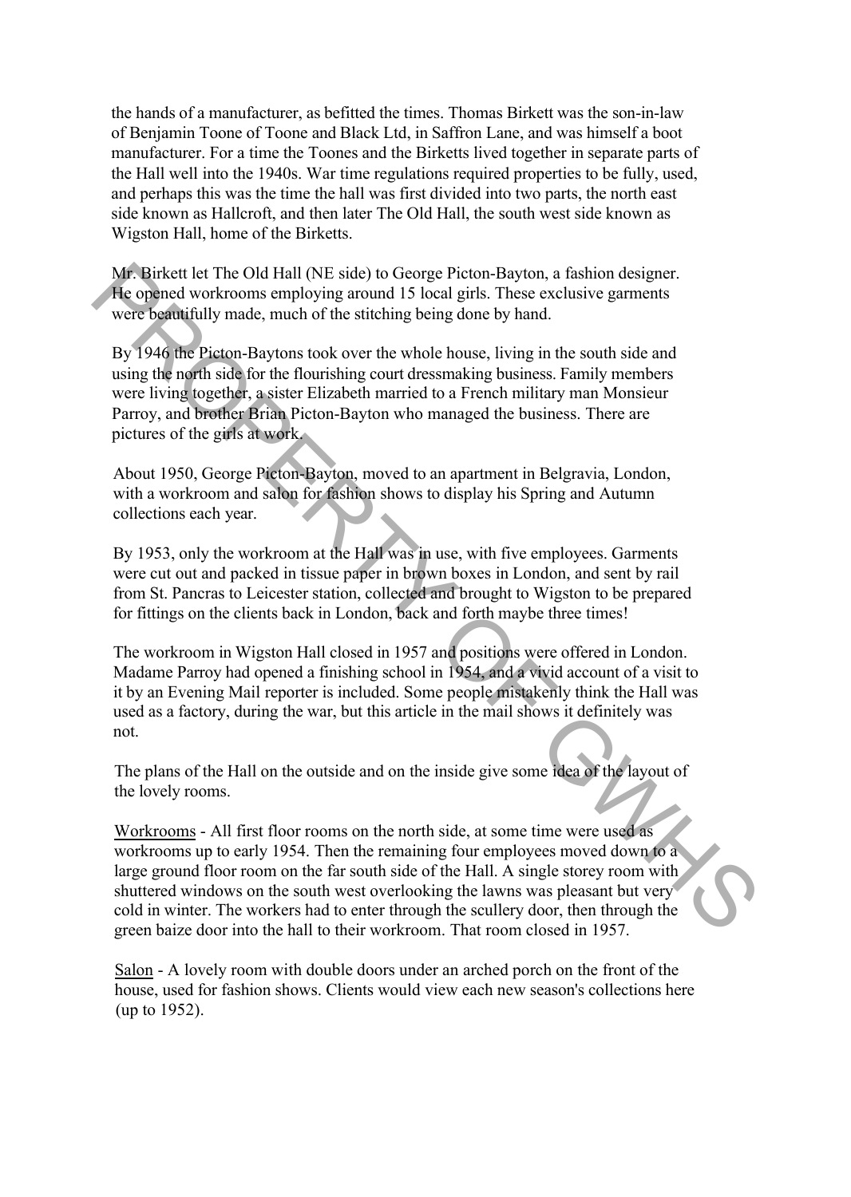the hands of a manufacturer, as befitted the times. Thomas Birkett was the son-in-law of Benjamin Toone of Toone and Black Ltd, in Saffron Lane, and was himself a boot manufacturer. For a time the Toones and the Birketts lived together in separate parts of the Hall well into the 1940s. War time regulations required properties to be fully, used, and perhaps this was the time the hall was first divided into two parts, the north east side known as Hallcroft, and then later The Old Hall, the south west side known as Wigston Hall, home of the Birketts.

Mr. Birkett let The Old Hall (NE side) to George Picton-Bayton, a fashion designer. He opened workrooms employing around 15 local girls. These exclusive garments were beautifully made, much of the stitching being done by hand.

By 1946 the Picton-Baytons took over the whole house, living in the south side and using the north side for the flourishing court dressmaking business. Family members were living together, a sister Elizabeth married to a French military man Monsieur Parroy, and brother Brian Picton-Bayton who managed the business. There are pictures of the girls at work.

About 1950, George Picton-Bayton, moved to an apartment in Belgravia, London, with a workroom and salon for fashion shows to display his Spring and Autumn collections each year.

By 1953, only the workroom at the Hall was in use, with five employees. Garments were cut out and packed in tissue paper in brown boxes in London, and sent by rail from St. Pancras to Leicester station, collected and brought to Wigston to be prepared for fittings on the clients back in London, back and forth maybe three times!

The workroom in Wigston Hall closed in 1957 and positions were offered in London. Madame Parroy had opened a finishing school in 1954, and a vivid account of a visit to it by an Evening Mail reporter is included. Some people mistakenly think the Hall was used as a factory, during the war, but this article in the mail shows it definitely was not.

The plans of the Hall on the outside and on the inside give some idea of the layout of the lovely rooms.

<u>Workrooms</u> - All first floor rooms on the north side, at some time were used as workrooms up to early 1954. Then the remaining four employees moved down to a large ground floor room on the far south side of the Hall. A single storey room with shuttered windows on the south west overlooking the lawns was pleasant but very cold in winter. The workers had to enter through the scullery door, then through the green baize door into the hall to their workroom. That room closed in 1957.

<u>Salon</u> - A lovely room with double doors under an arched porch on the front of the house, used for fashion shows. Clients would view each new season's collections here (up to 1952).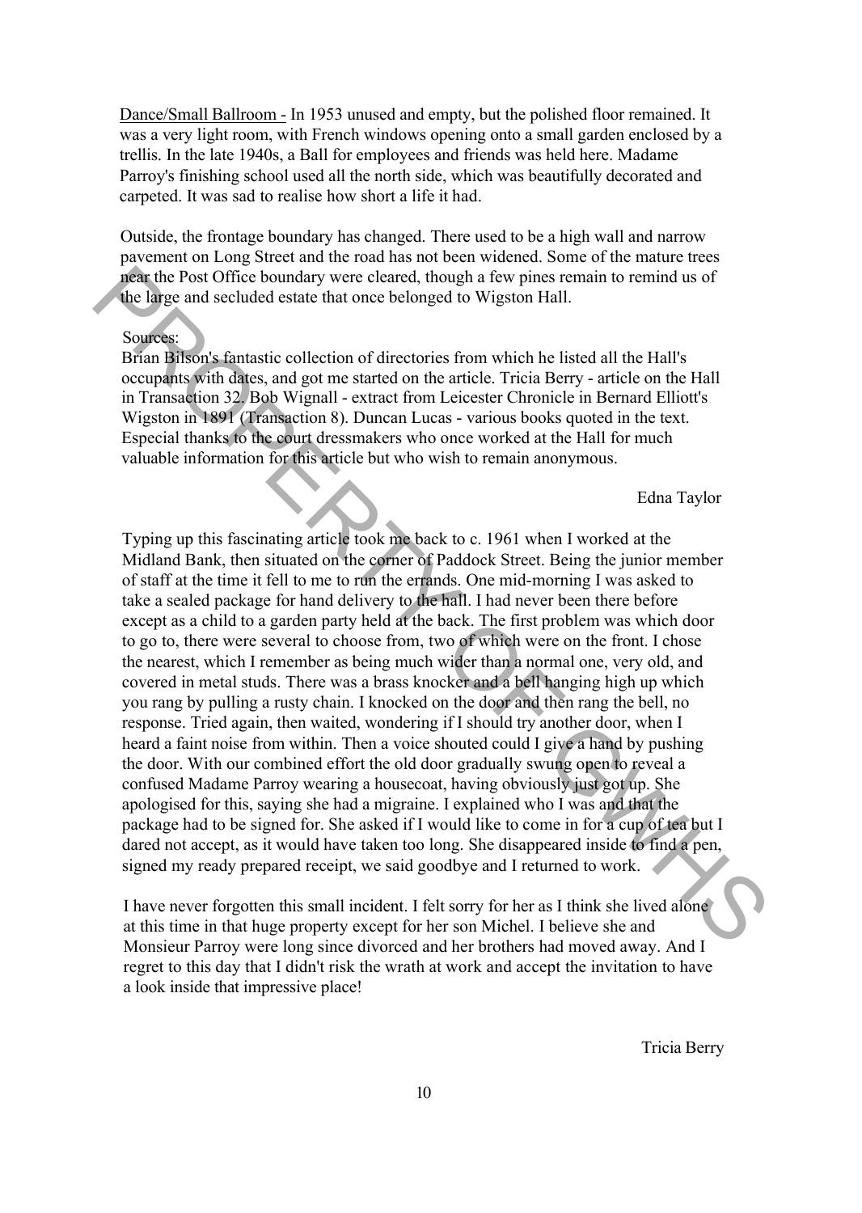Dance/Small Ballroom - In 1953 unused and empty, but the polished floor remained. It was a very light room, with French windows opening onto a small garden enclosed by a trellis. In the late 1940s, a Ball for employees and friends was held here. Madame Parroy's finishing school used all the north side, which was beautifully decorated and carpeted. It was sad to realise how short a life it had.

Outside, the frontage boundary has changed. There used to be a high wall and narrow pavement on Long Street and the road has not been widened. Some of the mature trees near the Post Office boundary were cleared, though a few pines remain to remind us of the large and secluded estate that once belonged to Wigston Hall.

Sources:
Brian Bilson's fantastic collection of directories from which he listed all the Hall's occupants with dates, and got me started on the article. Tricia Berry - article on the Hall in Transaction 32. Bob Wignall - extract from Leicester Chronicle in Bernard Elliott's Wigston in 1891 (Transaction 8). Duncan Lucas - various books quoted in the text. Especial thanks to the court dressmakers who once worked at the Hall for much valuable information for this article but who wish to remain anonymous.

Edna Taylor

Typing up this fascinating article took me back to c. 1961 when I worked at the Midland Bank, then situated on the corner of Paddock Street. Being the junior member of staff at the time it fell to me to run the errands. One mid-morning I was asked to take a sealed package for hand delivery to the hall. I had never been there before except as a child to a garden party held at the back. The first problem was which door to go to, there were several to choose from, two of which were on the front. I chose the nearest, which I remember as being much wider than a normal one, very old, and covered in metal studs. There was a brass knocker and a bell hanging high up which you rang by pulling a rusty chain. I knocked on the door and then rang the bell, no response. Tried again, then waited, wondering if I should try another door, when I heard a faint noise from within. Then a voice shouted could I give a hand by pushing the door. With our combined effort the old door gradually swung open to reveal a confused Madame Parroy wearing a housecoat, having obviously just got up. She apologised for this, saying she had a migraine. I explained who I was and that the package had to be signed for. She asked if I would like to come in for a cup of tea but I dared not accept, as it would have taken too long. She disappeared inside to find a pen, signed my ready prepared receipt, we said goodbye and I returned to work.

I have never forgotten this small incident. I felt sorry for her as I think she lived alone at this time in that huge property except for her son Michel. I believe she and Monsieur Parroy were long since divorced and her brothers had moved away. And I regret to this day that I didn't risk the wrath at work and accept the invitation to have a look inside that impressive place!

Tricia Berry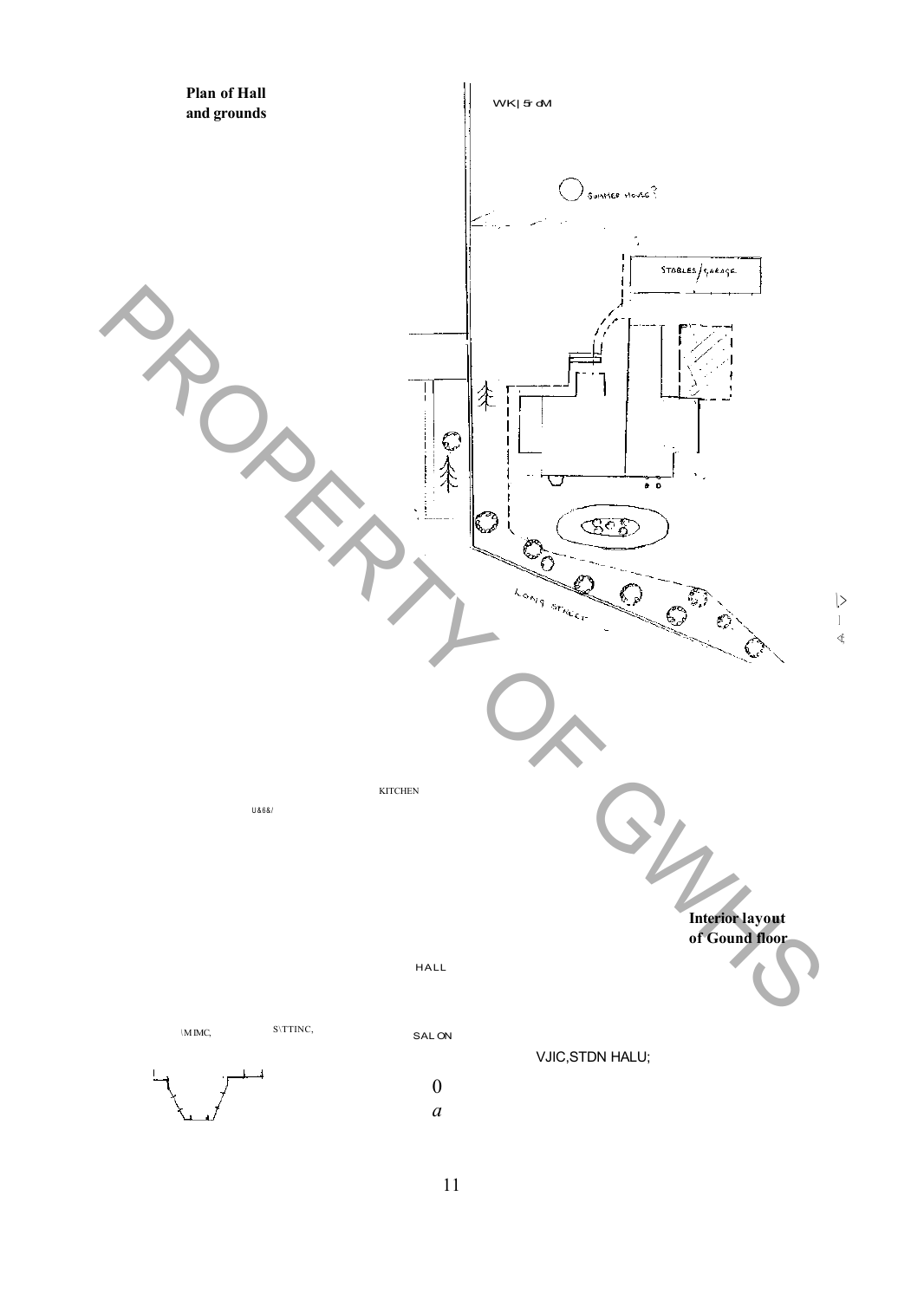**Plan of Hall and grounds**

WK| 5 dM

KITCHEN

U&6&/

**Interior layout of Gound floor**

HALL

\M IMC,

S\TTINC,

SAL ON

VJIC,STDN HALU;

0

*a*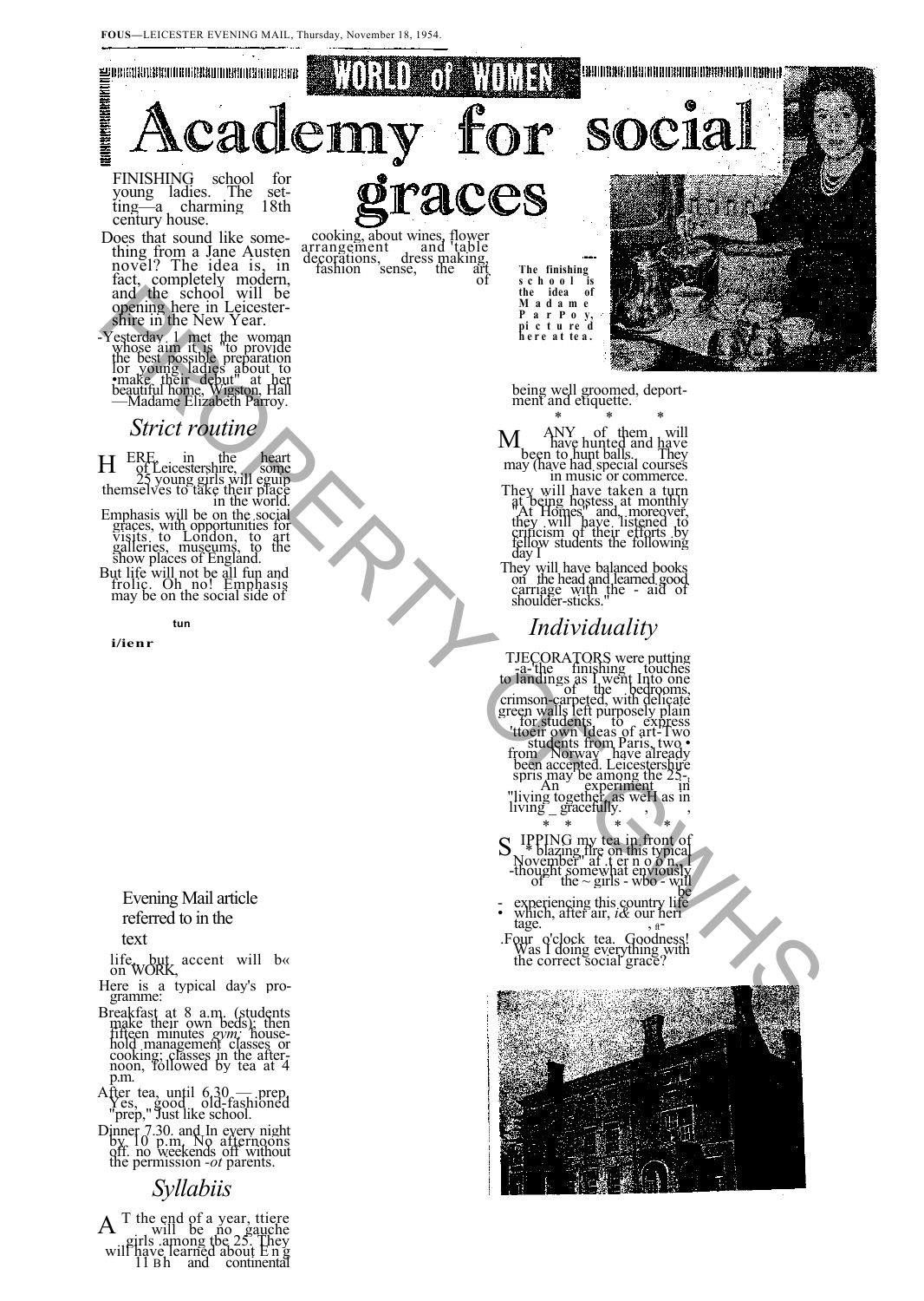FOUS—LEICESTER EVENING MAIL, Thursday, November 18, 1954.

WORLD of WOMEN

# Academy for social graces

FINISHING school for young ladies. The setting—a charming 18th century house.

Does that sound like something from a Jane Austen novel? The idea is, in fact, completely modern, and the school will be opening here in Leicestershire in the New Year.

-Yesterday I met the woman whose aim it is "to provide the best possible preparation lor young ladies about to •make their debut" at her beautiful home, Wigston Hall—Madame Elizabeth Parroy.

## Strict routine

HERE, in the heart of Leicestershire, some 25 young girls will equip themselves to take their place in the world.

Emphasis will be on the social graces, with opportunities for visits to London, to art galleries, museums, to the show places of England.

But life will not be all fun and frolic. Oh no! Emphasis may be on the social side of life, but accent will b« on WORK,

Here is a typical day's programme:

Breakfast at 8 a.m. (students make their own beds); then fifteen minutes *gym;* household management classes or cooking; classes in the afternoon, followed by tea at 4 p.m.

After tea, until 6.30 — prep. Yes, good old-fashioned "prep," just like school.

Dinner 7.30. and In every night by 10 p.m. No afternoons off. no weekends off without the permission *-ot* parents.

## Syllabiis

AT the end of a year, ttiere will be no gauche girls among tbe 25. They will have learned about Eng11sh and continental cooking, about wines, flower arrangement and table decorations, dress making, fashion sense, the art of being well groomed, deportment and etiquette.

\* \* \*

MANY of them will have hunted and have been to hunt balls. They may (have had special courses in music or commerce.

They will have taken a turn at being hostess at monthly "At Homes" and, moreover, they will have listened to criticism of their efforts by fellow students the following day I

They will have balanced books on the head and learned good carriage with the - aid of shoulder-sticks."

## Individuality

TJECORATORS were putting -a-the finishing touches to landings as I went Into one of the bedrooms, crimson-carpeted, with delicate green walls left purposely plain for students to express 'ttoeir own Ideas of art-Two students from Paris, two • from Norway have already been accepted. Leicestershire spris may be among the 25-, An experiment in "living together, as weH as in living gracefully.

\* \* \* \*

SIPPING my tea in front of a blazing fire on this typical November aftern oon, I thought somewhat enviously of the girls who will be experiencing this country life which, after air, *i&* our heritage.

.Four o'clock tea. Goodness! Was I doing everything with the correct social grace?

The finishing school is the idea of Madame ParPoy, pictured here at tea.

Evening Mail article referred to in the text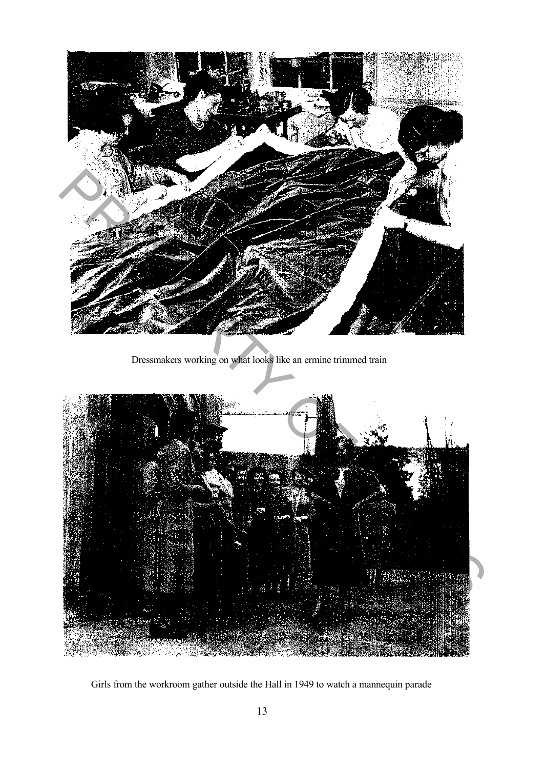Dressmakers working on what looks like an ermine trimmed train

Girls from the workroom gather outside the Hall in 1949 to watch a mannequin parade